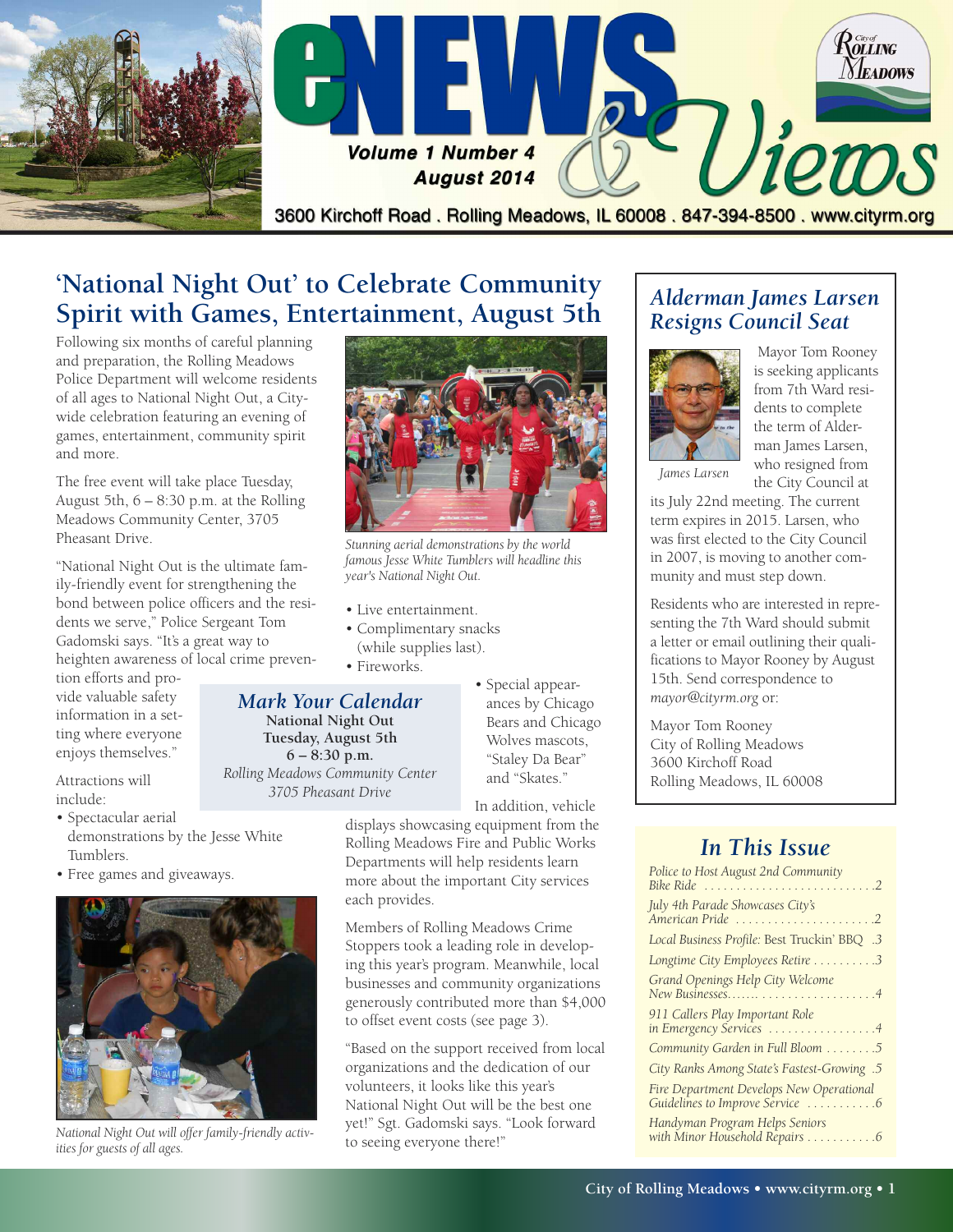# eNEWS & Views

*Volume 1 Number 4*
*August 2014*

3600 Kirchoff Road . Rolling Meadows, IL 60008 . 847-394-8500 . www.cityrm.org

## 'National Night Out' to Celebrate Community Spirit with Games, Entertainment, August 5th

Following six months of careful planning and preparation, the Rolling Meadows Police Department will welcome residents of all ages to National Night Out, a City-wide celebration featuring an evening of games, entertainment, community spirit and more.

The free event will take place Tuesday, August 5th, 6 – 8:30 p.m. at the Rolling Meadows Community Center, 3705 Pheasant Drive.

"National Night Out is the ultimate family-friendly event for strengthening the bond between police officers and the residents we serve," Police Sergeant Tom Gadomski says. "It's a great way to heighten awareness of local crime prevention efforts and provide valuable safety information in a setting where everyone enjoys themselves."

Attractions will include:

- Spectacular aerial demonstrations by the Jesse White Tumblers.
- Free games and giveaways.
- Live entertainment.
- Complimentary snacks (while supplies last).
- Fireworks.
- Special appearances by Chicago Bears and Chicago Wolves mascots, "Staley Da Bear" and "Skates."

*Stunning aerial demonstrations by the world famous Jesse White Tumblers will headline this year's National Night Out.*

*National Night Out will offer family-friendly activities for guests of all ages.*

> ### *Mark Your Calendar*
> **National Night Out**
> **Tuesday, August 5th**
> **6 – 8:30 p.m.**
> *Rolling Meadows Community Center*
> *3705 Pheasant Drive*

In addition, vehicle displays showcasing equipment from the Rolling Meadows Fire and Public Works Departments will help residents learn more about the important City services each provides.

Members of Rolling Meadows Crime Stoppers took a leading role in developing this year's program. Meanwhile, local businesses and community organizations generously contributed more than $4,000 to offset event costs (see page 3).

"Based on the support received from local organizations and the dedication of our volunteers, it looks like this year's National Night Out will be the best one yet!" Sgt. Gadomski says. "Look forward to seeing everyone there!"

## *Alderman James Larsen Resigns Council Seat*

*James Larsen*

Mayor Tom Rooney is seeking applicants from 7th Ward residents to complete the term of Alderman James Larsen, who resigned from the City Council at its July 22nd meeting. The current term expires in 2015. Larsen, who was first elected to the City Council in 2007, is moving to another community and must step down.

Residents who are interested in representing the 7th Ward should submit a letter or email outlining their qualifications to Mayor Rooney by August 15th. Send correspondence to *mayor@cityrm.org* or:

Mayor Tom Rooney
City of Rolling Meadows
3600 Kirchoff Road
Rolling Meadows, IL 60008

## *In This Issue*

| | |
|---|---|
| *Police to Host August 2nd Community Bike Ride* | 2 |
| *July 4th Parade Showcases City's American Pride* | 2 |
| *Local Business Profile:* Best Truckin' BBQ | 3 |
| *Longtime City Employees Retire* | 3 |
| *Grand Openings Help City Welcome New Businesses* | 4 |
| *911 Callers Play Important Role in Emergency Services* | 4 |
| *Community Garden in Full Bloom* | 5 |
| *City Ranks Among State's Fastest-Growing* | 5 |
| *Fire Department Develops New Operational Guidelines to Improve Service* | 6 |
| *Handyman Program Helps Seniors with Minor Household Repairs* | 6 |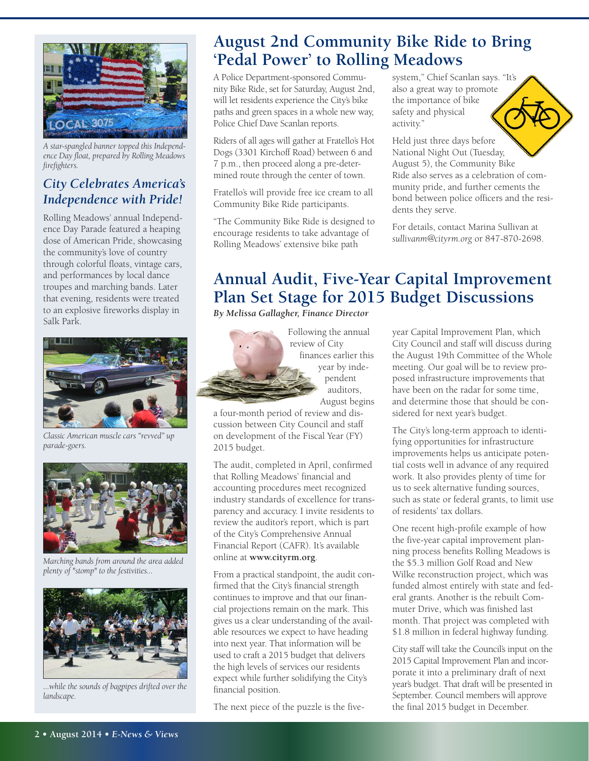A star-spangled banner topped this Independence Day float, prepared by Rolling Meadows firefighters.

## City Celebrates America's Independence with Pride!

Rolling Meadows' annual Independence Day Parade featured a heaping dose of American Pride, showcasing the community's love of country through colorful floats, vintage cars, and performances by local dance troupes and marching bands. Later that evening, residents were treated to an explosive fireworks display in Salk Park.

*Classic American muscle cars "revved" up parade-goers.*

*Marching bands from around the area added plenty of "stomp" to the festivities...*

*...while the sounds of bagpipes drifted over the landscape.*

## August 2nd Community Bike Ride to Bring 'Pedal Power' to Rolling Meadows

A Police Department-sponsored Community Bike Ride, set for Saturday, August 2nd, will let residents experience the City's bike paths and green spaces in a whole new way, Police Chief Dave Scanlan reports.

Riders of all ages will gather at Fratello's Hot Dogs (3301 Kirchoff Road) between 6 and 7 p.m., then proceed along a pre-determined route through the center of town.

Fratello's will provide free ice cream to all Community Bike Ride participants.

"The Community Bike Ride is designed to encourage residents to take advantage of Rolling Meadows' extensive bike path system," Chief Scanlan says. "It's also a great way to promote the importance of bike safety and physical activity."

Held just three days before National Night Out (Tuesday, August 5), the Community Bike Ride also serves as a celebration of community pride, and further cements the bond between police officers and the residents they serve.

For details, contact Marina Sullivan at *sullivanm@cityrm.org* or 847-870-2698.

## Annual Audit, Five-Year Capital Improvement Plan Set Stage for 2015 Budget Discussions

***By Melissa Gallagher, Finance Director***

Following the annual review of City finances earlier this year by independent auditors, August begins a four-month period of review and discussion between City Council and staff on development of the Fiscal Year (FY) 2015 budget.

The audit, completed in April, confirmed that Rolling Meadows' financial and accounting procedures meet recognized industry standards of excellence for transparency and accuracy. I invite residents to review the auditor's report, which is part of the City's Comprehensive Annual Financial Report (CAFR). It's available online at **www.cityrm.org**.

From a practical standpoint, the audit confirmed that the City's financial strength continues to improve and that our financial projections remain on the mark. This gives us a clear understanding of the available resources we expect to have heading into next year. That information will be used to craft a 2015 budget that delivers the high levels of services our residents expect while further solidifying the City's financial position.

The next piece of the puzzle is the five-year Capital Improvement Plan, which City Council and staff will discuss during the August 19th Committee of the Whole meeting. Our goal will be to review proposed infrastructure improvements that have been on the radar for some time, and determine those that should be considered for next year's budget.

The City's long-term approach to identifying opportunities for infrastructure improvements helps us anticipate potential costs well in advance of any required work. It also provides plenty of time for us to seek alternative funding sources, such as state or federal grants, to limit use of residents' tax dollars.

One recent high-profile example of how the five-year capital improvement planning process benefits Rolling Meadows is the $5.3 million Golf Road and New Wilke reconstruction project, which was funded almost entirely with state and federal grants. Another is the rebuilt Commuter Drive, which was finished last month. That project was completed with $1.8 million in federal highway funding.

City staff will take the Council's input on the 2015 Capital Improvement Plan and incorporate it into a preliminary draft of next year's budget. That draft will be presented in September. Council members will approve the final 2015 budget in December.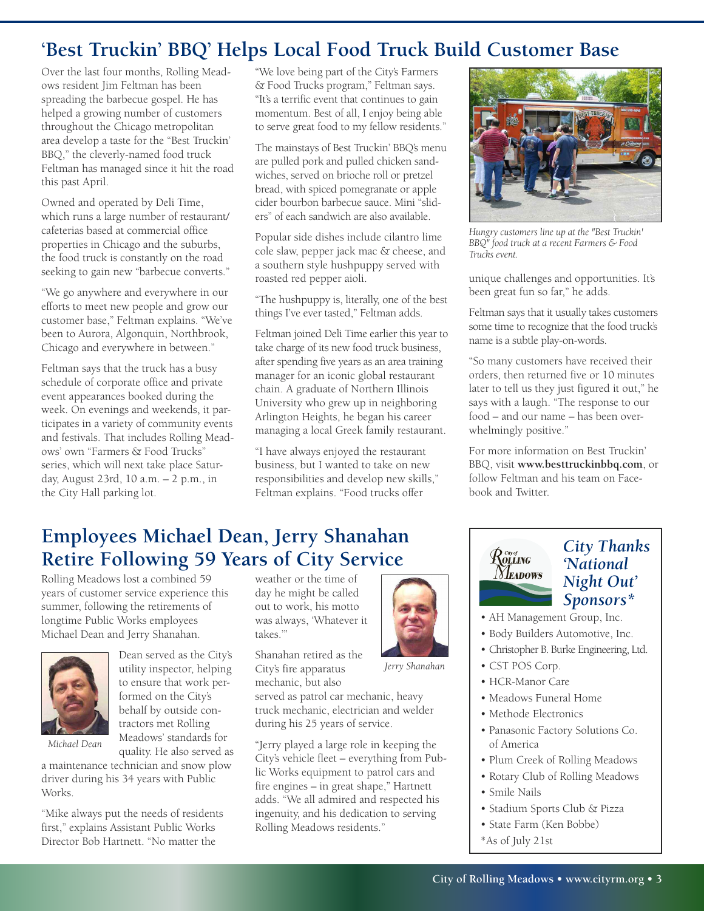## 'Best Truckin' BBQ' Helps Local Food Truck Build Customer Base

Over the last four months, Rolling Meadows resident Jim Feltman has been spreading the barbecue gospel. He has helped a growing number of customers throughout the Chicago metropolitan area develop a taste for the "Best Truckin' BBQ," the cleverly-named food truck Feltman has managed since it hit the road this past April.

Owned and operated by Deli Time, which runs a large number of restaurant/cafeterias based at commercial office properties in Chicago and the suburbs, the food truck is constantly on the road seeking to gain new "barbecue converts."

"We go anywhere and everywhere in our efforts to meet new people and grow our customer base," Feltman explains. "We've been to Aurora, Algonquin, Northbrook, Chicago and everywhere in between."

Feltman says that the truck has a busy schedule of corporate office and private event appearances booked during the week. On evenings and weekends, it participates in a variety of community events and festivals. That includes Rolling Meadows' own "Farmers & Food Trucks" series, which will next take place Saturday, August 23rd, 10 a.m. – 2 p.m., in the City Hall parking lot.

"We love being part of the City's Farmers & Food Trucks program," Feltman says. "It's a terrific event that continues to gain momentum. Best of all, I enjoy being able to serve great food to my fellow residents."

The mainstays of Best Truckin' BBQ's menu are pulled pork and pulled chicken sandwiches, served on brioche roll or pretzel bread, with spiced pomegranate or apple cider bourbon barbecue sauce. Mini "sliders" of each sandwich are also available.

Popular side dishes include cilantro lime cole slaw, pepper jack mac & cheese, and a southern style hushpuppy served with roasted red pepper aioli.

"The hushpuppy is, literally, one of the best things I've ever tasted," Feltman adds.

Feltman joined Deli Time earlier this year to take charge of its new food truck business, after spending five years as an area training manager for an iconic global restaurant chain. A graduate of Northern Illinois University who grew up in neighboring Arlington Heights, he began his career managing a local Greek family restaurant.

"I have always enjoyed the restaurant business, but I wanted to take on new responsibilities and develop new skills," Feltman explains. "Food trucks offer unique challenges and opportunities. It's been great fun so far," he adds.

*Hungry customers line up at the "Best Truckin' BBQ" food truck at a recent Farmers & Food Trucks event.*

Feltman says that it usually takes customers some time to recognize that the food truck's name is a subtle play-on-words.

"So many customers have received their orders, then returned five or 10 minutes later to tell us they just figured it out," he says with a laugh. "The response to our food – and our name – has been overwhelmingly positive."

For more information on Best Truckin' BBQ, visit **www.besttruckinbbq.com**, or follow Feltman and his team on Facebook and Twitter.

## Employees Michael Dean, Jerry Shanahan Retire Following 59 Years of City Service

Rolling Meadows lost a combined 59 years of customer service experience this summer, following the retirements of longtime Public Works employees Michael Dean and Jerry Shanahan.

*Michael Dean*

Dean served as the City's utility inspector, helping to ensure that work performed on the City's behalf by outside contractors met Rolling Meadows' standards for quality. He also served as a maintenance technician and snow plow driver during his 34 years with Public Works.

"Mike always put the needs of residents first," explains Assistant Public Works Director Bob Hartnett. "No matter the weather or the time of day he might be called out to work, his motto was always, 'Whatever it takes.'"

*Jerry Shanahan*

Shanahan retired as the City's fire apparatus mechanic, but also served as patrol car mechanic, heavy truck mechanic, electrician and welder during his 25 years of service.

"Jerry played a large role in keeping the City's vehicle fleet – everything from Public Works equipment to patrol cars and fire engines – in great shape," Hartnett adds. "We all admired and respected his ingenuity, and his dedication to serving Rolling Meadows residents."

## City Thanks 'National Night Out' Sponsors*

- AH Management Group, Inc.
- Body Builders Automotive, Inc.
- Christopher B. Burke Engineering, Ltd.
- CST POS Corp.
- HCR-Manor Care
- Meadows Funeral Home
- Methode Electronics
- Panasonic Factory Solutions Co. of America
- Plum Creek of Rolling Meadows
- Rotary Club of Rolling Meadows
- Smile Nails
- Stadium Sports Club & Pizza
- State Farm (Ken Bobbe)

*As of July 21st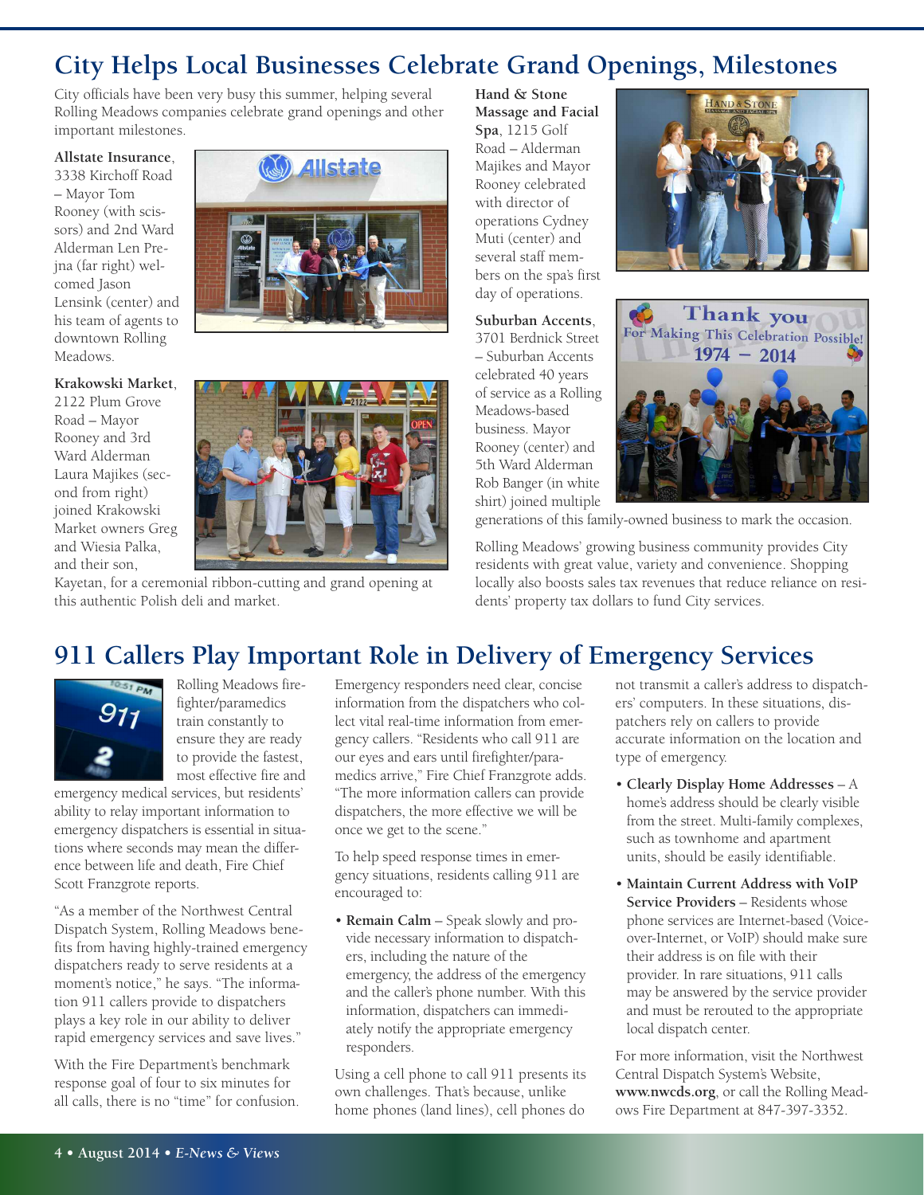## City Helps Local Businesses Celebrate Grand Openings, Milestones

City officials have been very busy this summer, helping several Rolling Meadows companies celebrate grand openings and other important milestones.

**Allstate Insurance**, 3338 Kirchoff Road – Mayor Tom Rooney (with scissors) and 2nd Ward Alderman Len Prejna (far right) welcomed Jason Lensink (center) and his team of agents to downtown Rolling Meadows.

**Krakowski Market**, 2122 Plum Grove Road – Mayor Rooney and 3rd Ward Alderman Laura Majikes (second from right) joined Krakowski Market owners Greg and Wiesia Palka, and their son, Kayetan, for a ceremonial ribbon-cutting and grand opening at this authentic Polish deli and market.

**Hand & Stone Massage and Facial Spa**, 1215 Golf Road – Alderman Majikes and Mayor Rooney celebrated with director of operations Cydney Muti (center) and several staff members on the spa's first day of operations.

**Suburban Accents**, 3701 Berdnick Street – Suburban Accents celebrated 40 years of service as a Rolling Meadows-based business. Mayor Rooney (center) and 5th Ward Alderman Rob Banger (in white shirt) joined multiple generations of this family-owned business to mark the occasion.

Rolling Meadows' growing business community provides City residents with great value, variety and convenience. Shopping locally also boosts sales tax revenues that reduce reliance on residents' property tax dollars to fund City services.

## 911 Callers Play Important Role in Delivery of Emergency Services

Rolling Meadows firefighter/paramedics train constantly to ensure they are ready to provide the fastest, most effective fire and emergency medical services, but residents' ability to relay important information to emergency dispatchers is essential in situations where seconds may mean the difference between life and death, Fire Chief Scott Franzgrote reports.

"As a member of the Northwest Central Dispatch System, Rolling Meadows benefits from having highly-trained emergency dispatchers ready to serve residents at a moment's notice," he says. "The information 911 callers provide to dispatchers plays a key role in our ability to deliver rapid emergency services and save lives."

With the Fire Department's benchmark response goal of four to six minutes for all calls, there is no "time" for confusion. Emergency responders need clear, concise information from the dispatchers who collect vital real-time information from emergency callers. "Residents who call 911 are our eyes and ears until firefighter/paramedics arrive," Fire Chief Franzgrote adds. "The more information callers can provide dispatchers, the more effective we will be once we get to the scene."

To help speed response times in emergency situations, residents calling 911 are encouraged to:

- **Remain Calm** – Speak slowly and provide necessary information to dispatchers, including the nature of the emergency, the address of the emergency and the caller's phone number. With this information, dispatchers can immediately notify the appropriate emergency responders.

Using a cell phone to call 911 presents its own challenges. That's because, unlike home phones (land lines), cell phones do not transmit a caller's address to dispatchers' computers. In these situations, dispatchers rely on callers to provide accurate information on the location and type of emergency.

- **Clearly Display Home Addresses** – A home's address should be clearly visible from the street. Multi-family complexes, such as townhome and apartment units, should be easily identifiable.
- **Maintain Current Address with VoIP Service Providers** – Residents whose phone services are Internet-based (Voice-over-Internet, or VoIP) should make sure their address is on file with their provider. In rare situations, 911 calls may be answered by the service provider and must be rerouted to the appropriate local dispatch center.

For more information, visit the Northwest Central Dispatch System's Website, **www.nwcds.org**, or call the Rolling Meadows Fire Department at 847-397-3352.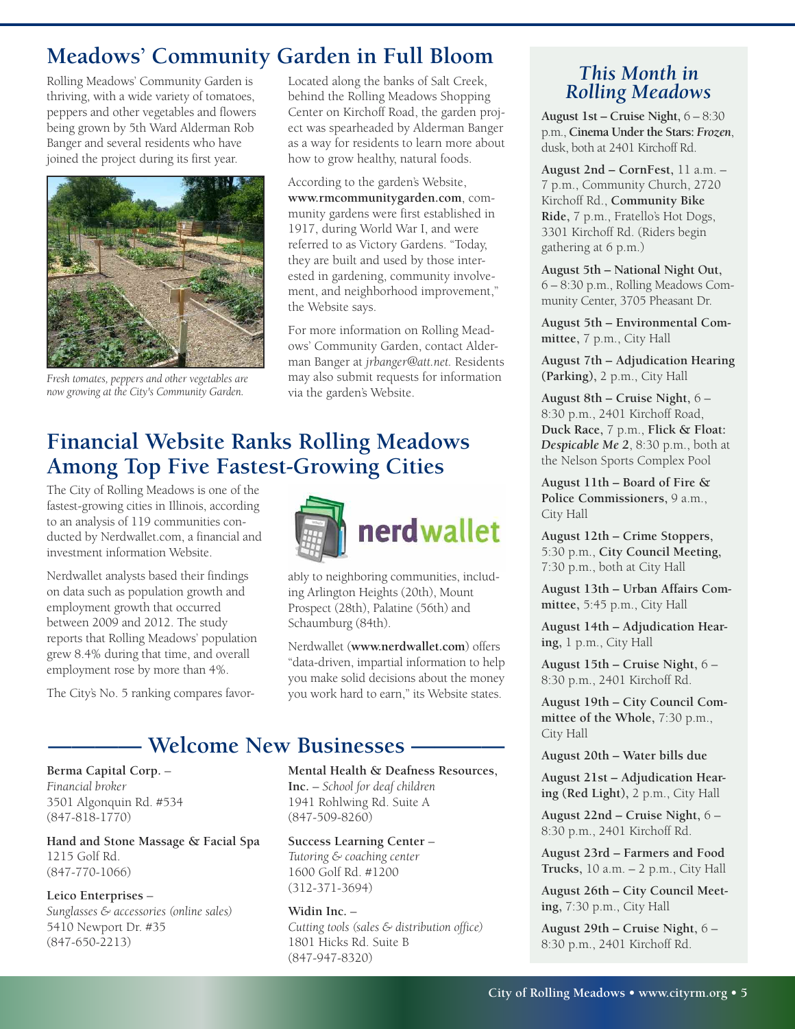## Meadows' Community Garden in Full Bloom

Rolling Meadows' Community Garden is thriving, with a wide variety of tomatoes, peppers and other vegetables and flowers being grown by 5th Ward Alderman Rob Banger and several residents who have joined the project during its first year.

*Fresh tomatoes, peppers and other vegetables are now growing at the City's Community Garden.*

Located along the banks of Salt Creek, behind the Rolling Meadows Shopping Center on Kirchoff Road, the garden project was spearheaded by Alderman Banger as a way for residents to learn more about how to grow healthy, natural foods.

According to the garden's Website, **www.rmcommunitygarden.com**, community gardens were first established in 1917, during World War I, and were referred to as Victory Gardens. "Today, they are built and used by those interested in gardening, community involvement, and neighborhood improvement," the Website says.

For more information on Rolling Meadows' Community Garden, contact Alderman Banger at *jrbanger@att.net.* Residents may also submit requests for information via the garden's Website.

## Financial Website Ranks Rolling Meadows Among Top Five Fastest-Growing Cities

The City of Rolling Meadows is one of the fastest-growing cities in Illinois, according to an analysis of 119 communities conducted by Nerdwallet.com, a financial and investment information Website.

Nerdwallet analysts based their findings on data such as population growth and employment growth that occurred between 2009 and 2012. The study reports that Rolling Meadows' population grew 8.4% during that time, and overall employment rose by more than 4%.

The City's No. 5 ranking compares favorably to neighboring communities, including Arlington Heights (20th), Mount Prospect (28th), Palatine (56th) and Schaumburg (84th).

nerdwallet

Nerdwallet (**www.nerdwallet.com**) offers "data-driven, impartial information to help you make solid decisions about the money you work hard to earn," its Website states.

## Welcome New Businesses

**Berma Capital Corp.** –
*Financial broker*
3501 Algonquin Rd. #534
(847-818-1770)

**Hand and Stone Massage & Facial Spa**
1215 Golf Rd.
(847-770-1066)

**Leico Enterprises** –
*Sunglasses & accessories (online sales)*
5410 Newport Dr. #35
(847-650-2213)

**Mental Health & Deafness Resources, Inc.** – *School for deaf children*
1941 Rohlwing Rd. Suite A
(847-509-8260)

**Success Learning Center** –
*Tutoring & coaching center*
1600 Golf Rd. #1200
(312-371-3694)

**Widin Inc.** –
*Cutting tools (sales & distribution office)*
1801 Hicks Rd. Suite B
(847-947-8320)

## *This Month in Rolling Meadows*

**August 1st – Cruise Night**, 6 – 8:30 p.m., **Cinema Under the Stars: *Frozen***, dusk, both at 2401 Kirchoff Rd.

**August 2nd – CornFest**, 11 a.m. – 7 p.m., Community Church, 2720 Kirchoff Rd., **Community Bike Ride**, 7 p.m., Fratello's Hot Dogs, 3301 Kirchoff Rd. (Riders begin gathering at 6 p.m.)

**August 5th – National Night Out**, 6 – 8:30 p.m., Rolling Meadows Community Center, 3705 Pheasant Dr.

**August 5th – Environmental Committee**, 7 p.m., City Hall

**August 7th – Adjudication Hearing (Parking)**, 2 p.m., City Hall

**August 8th – Cruise Night**, 6 – 8:30 p.m., 2401 Kirchoff Road, **Duck Race**, 7 p.m., **Flick & Float: *Despicable Me 2***, 8:30 p.m., both at the Nelson Sports Complex Pool

**August 11th – Board of Fire & Police Commissioners**, 9 a.m., City Hall

**August 12th – Crime Stoppers**, 5:30 p.m., **City Council Meeting**, 7:30 p.m., both at City Hall

**August 13th – Urban Affairs Committee**, 5:45 p.m., City Hall

**August 14th – Adjudication Hearing**, 1 p.m., City Hall

**August 15th – Cruise Night**, 6 – 8:30 p.m., 2401 Kirchoff Rd.

**August 19th – City Council Committee of the Whole**, 7:30 p.m., City Hall

**August 20th – Water bills due**

**August 21st – Adjudication Hearing (Red Light)**, 2 p.m., City Hall

**August 22nd – Cruise Night**, 6 – 8:30 p.m., 2401 Kirchoff Rd.

**August 23rd – Farmers and Food Trucks**, 10 a.m. – 2 p.m., City Hall

**August 26th – City Council Meeting**, 7:30 p.m., City Hall

**August 29th – Cruise Night**, 6 – 8:30 p.m., 2401 Kirchoff Rd.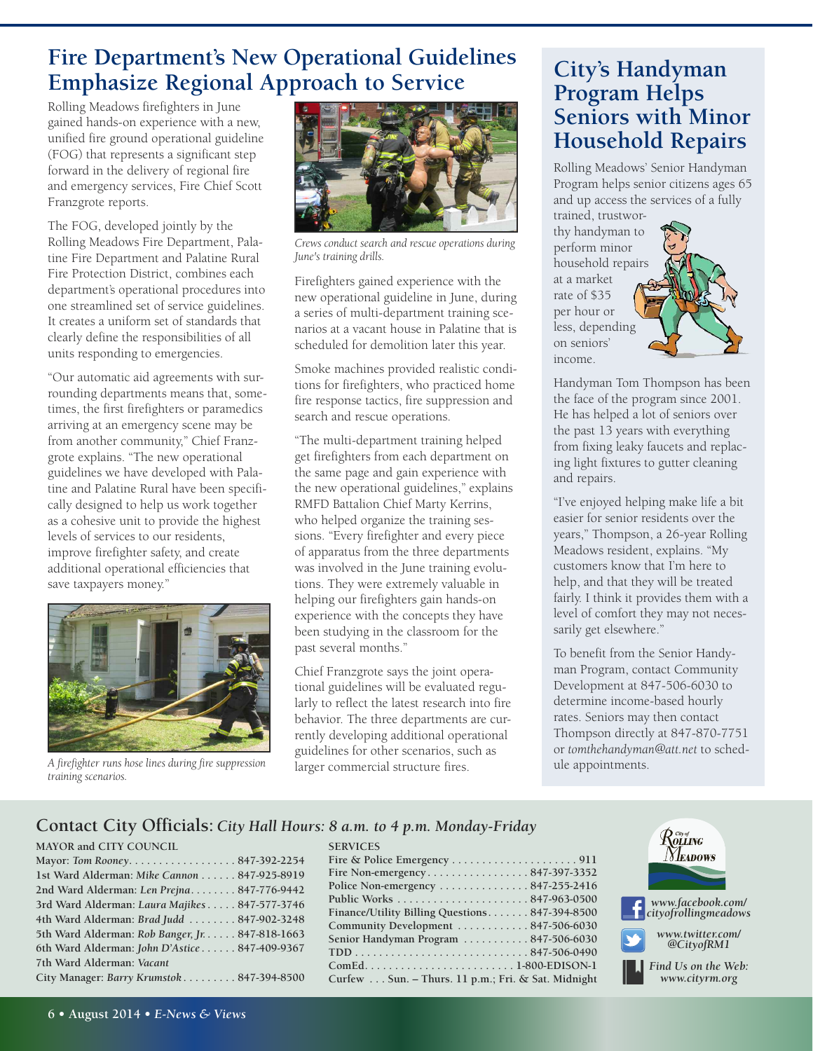## Fire Department's New Operational Guidelines Emphasize Regional Approach to Service

Rolling Meadows firefighters in June gained hands-on experience with a new, unified fire ground operational guideline (FOG) that represents a significant step forward in the delivery of regional fire and emergency services, Fire Chief Scott Franzgrote reports.

The FOG, developed jointly by the Rolling Meadows Fire Department, Palatine Fire Department and Palatine Rural Fire Protection District, combines each department's operational procedures into one streamlined set of service guidelines. It creates a uniform set of standards that clearly define the responsibilities of all units responding to emergencies.

"Our automatic aid agreements with surrounding departments means that, sometimes, the first firefighters or paramedics arriving at an emergency scene may be from another community," Chief Franzgrote explains. "The new operational guidelines we have developed with Palatine and Palatine Rural have been specifically designed to help us work together as a cohesive unit to provide the highest levels of services to our residents, improve firefighter safety, and create additional operational efficiencies that save taxpayers money."

*A firefighter runs hose lines during fire suppression training scenarios.*

*Crews conduct search and rescue operations during June's training drills.*

Firefighters gained experience with the new operational guideline in June, during a series of multi-department training scenarios at a vacant house in Palatine that is scheduled for demolition later this year.

Smoke machines provided realistic conditions for firefighters, who practiced home fire response tactics, fire suppression and search and rescue operations.

"The multi-department training helped get firefighters from each department on the same page and gain experience with the new operational guidelines," explains RMFD Battalion Chief Marty Kerrins, who helped organize the training sessions. "Every firefighter and every piece of apparatus from the three departments was involved in the June training evolutions. They were extremely valuable in helping our firefighters gain hands-on experience with the concepts they have been studying in the classroom for the past several months."

Chief Franzgrote says the joint operational guidelines will be evaluated regularly to reflect the latest research into fire behavior. The three departments are currently developing additional operational guidelines for other scenarios, such as larger commercial structure fires.

## City's Handyman Program Helps Seniors with Minor Household Repairs

Rolling Meadows' Senior Handyman Program helps senior citizens ages 65 and up access the services of a fully trained, trustworthy handyman to perform minor household repairs at a market rate of $35 per hour or less, depending on seniors' income.

Handyman Tom Thompson has been the face of the program since 2001. He has helped a lot of seniors over the past 13 years with everything from fixing leaky faucets and replacing light fixtures to gutter cleaning and repairs.

"I've enjoyed helping make life a bit easier for senior residents over the years," Thompson, a 26-year Rolling Meadows resident, explains. "My customers know that I'm here to help, and that they will be treated fairly. I think it provides them with a level of comfort they may not necessarily get elsewhere."

To benefit from the Senior Handyman Program, contact Community Development at 847-506-6030 to determine income-based hourly rates. Seniors may then contact Thompson directly at 847-870-7751 or *tomthehandyman@att.net* to schedule appointments.

## Contact City Officials: *City Hall Hours: 8 a.m. to 4 p.m. Monday-Friday*

**MAYOR and CITY COUNCIL**

- **Mayor:** *Tom Rooney* . . . 847-392-2254
- **1st Ward Alderman:** *Mike Cannon* . . . 847-925-8919
- **2nd Ward Alderman:** *Len Prejna* . . . 847-776-9442
- **3rd Ward Alderman:** *Laura Majikes* . . . 847-577-3746
- **4th Ward Alderman:** *Brad Judd* . . . 847-902-3248
- **5th Ward Alderman:** *Rob Banger, Jr.* . . . 847-818-1663
- **6th Ward Alderman:** *John D'Astice* . . . 847-409-9367
- **7th Ward Alderman:** *Vacant*
- **City Manager:** *Barry Krumstok* . . . 847-394-8500

**SERVICES**

- Fire & Police Emergency . . . 911
- Fire Non-emergency . . . 847-397-3352
- Police Non-emergency . . . 847-255-2416
- Public Works . . . 847-963-0500
- Finance/Utility Billing Questions . . . 847-394-8500
- Community Development . . . 847-506-6030
- Senior Handyman Program . . . 847-506-6030
- TDD . . . 847-506-0490
- ComEd . . . 1-800-EDISON-1
- Curfew . . . Sun. – Thurs. 11 p.m.; Fri. & Sat. Midnight

City of Rolling Meadows

*www.facebook.com/cityofrollingmeadows*

*www.twitter.com/@CityofRM1*

*Find Us on the Web: www.cityrm.org*